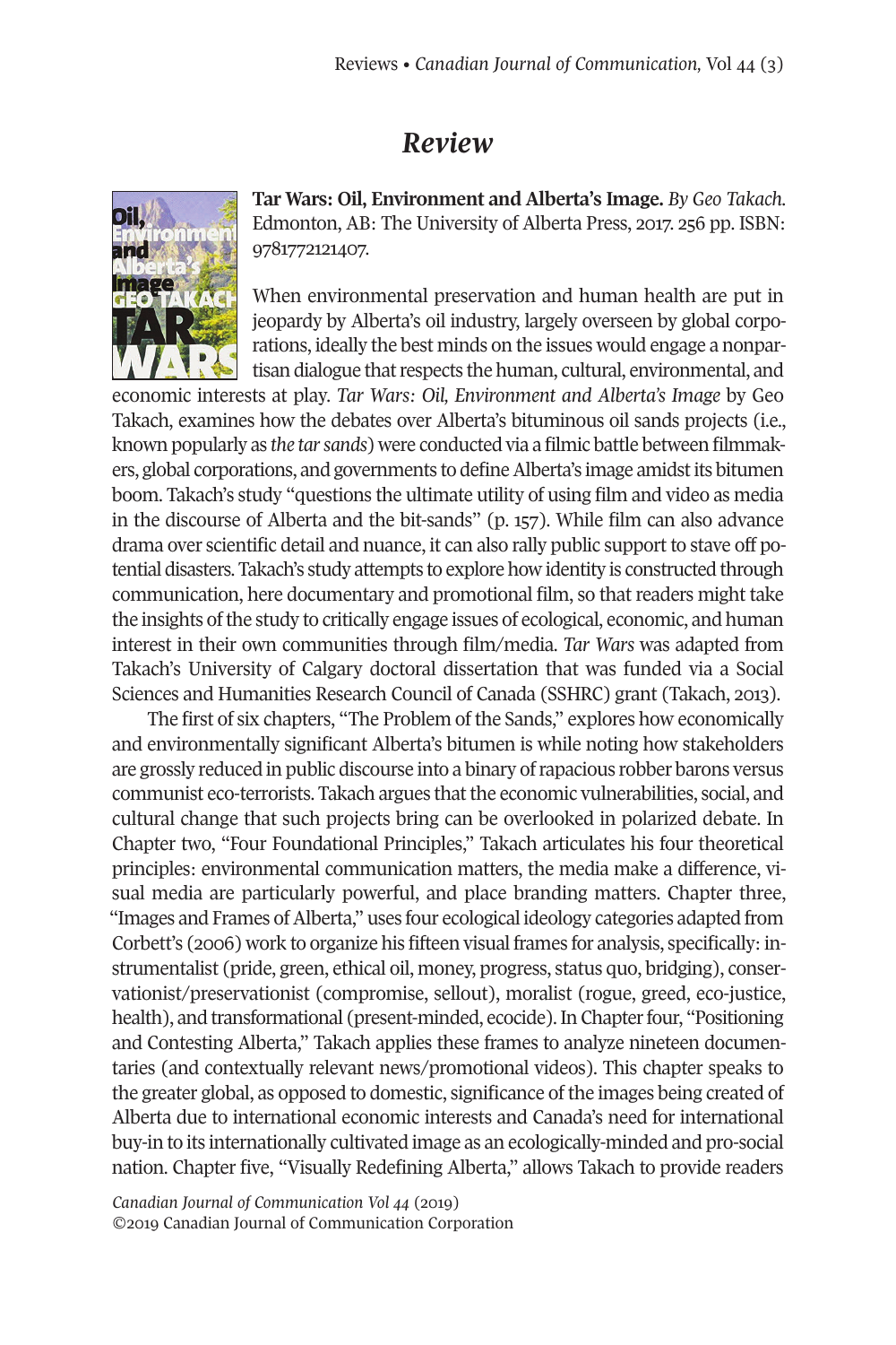# *Review*

**Tar Wars: Oil, Environment and Alberta's Image.** *By Geo Takach.* Edmonton, AB: The University of Alberta Press, 2017. 256 pp. ISBN: 9781772121407.

When environmental preservation and human health are put in jeopardy by Alberta's oil industry, largely overseen by global corporations, ideally the best minds on the issues would engage a nonpartisan dialogue that respects the human, cultural, environmental, and economic interests at play. *Tar Wars: Oil, Environment and Alberta's Image* by Geo Takach, examines how the debates over Alberta's bituminous oil sands projects (i.e., known popularly as *the tar sands*) were conducted via a filmic battle between filmmakers, global corporations, and governments to define Alberta's image amidst its bitumen boom. Takach's study "questions the ultimate utility of using film and video as media in the discourse of Alberta and the bit-sands" (p. 157). While film can also advance drama over scientific detail and nuance, it can also rally public support to stave off potential disasters. Takach's study attempts to explore how identity is constructed through communication, here documentary and promotional film, so that readers might take the insights of the study to critically engage issues of ecological, economic, and human interest in their own communities through film/media. *Tar Wars* was adapted from Takach's University of Calgary doctoral dissertation that was funded via a Social Sciences and Humanities Research Council of Canada (SSHRC) grant (Takach, 2013).

The first of six chapters, "The Problem of the Sands," explores how economically and environmentally significant Alberta's bitumen is while noting how stakeholders are grossly reduced in public discourse into a binary of rapacious robber barons versus communist eco-terrorists. Takach argues that the economic vulnerabilities, social, and cultural change that such projects bring can be overlooked in polarized debate. In Chapter two, "Four Foundational Principles," Takach articulates his four theoretical principles: environmental communication matters, the media make a difference, visual media are particularly powerful, and place branding matters. Chapter three, "Images and Frames of Alberta," uses four ecological ideology categories adapted from Corbett's (2006) work to organize his fifteen visual frames for analysis, specifically: instrumentalist (pride, green, ethical oil, money, progress, status quo, bridging), conservationist/preservationist (compromise, sellout), moralist (rogue, greed, eco-justice, health), and transformational (present-minded, ecocide). In Chapter four, "Positioning and Contesting Alberta," Takach applies these frames to analyze nineteen documentaries (and contextually relevant news/promotional videos). This chapter speaks to the greater global, as opposed to domestic, significance of the images being created of Alberta due to international economic interests and Canada's need for international buy-in to its internationally cultivated image as an ecologically-minded and pro-social nation. Chapter five, "Visually Redefining Alberta," allows Takach to provide readers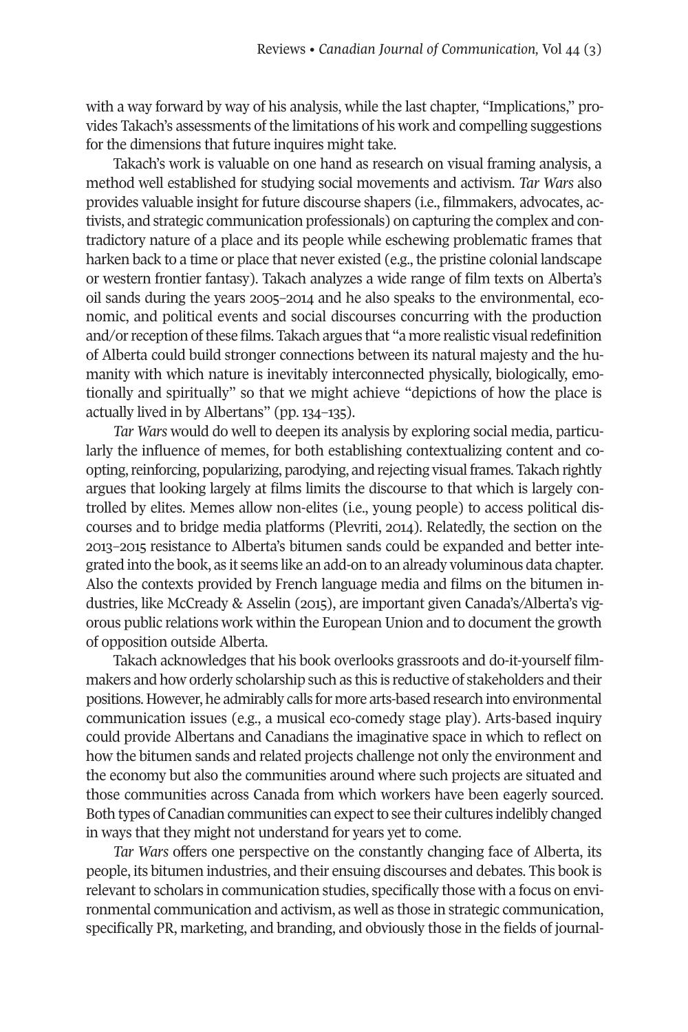with a way forward by way of his analysis, while the last chapter, "Implications," provides Takach's assessments of the limitations of his work and compelling suggestions for the dimensions that future inquires might take.

Takach's work is valuable on one hand as research on visual framing analysis, a method well established for studying social movements and activism. *Tar Wars* also provides valuable insight for future discourse shapers (i.e., filmmakers, advocates, activists, and strategic communication professionals) on capturing the complex and contradictory nature of a place and its people while eschewing problematic frames that harken back to a time or place that never existed (e.g., the pristine colonial landscape or western frontier fantasy). Takach analyzes a wide range of film texts on Alberta's oil sands during the years 2005–2014 and he also speaks to the environmental, economic, and political events and social discourses concurring with the production and/or reception of these films. Takach argues that "a more realistic visual redefinition of Alberta could build stronger connections between its natural majesty and the humanity with which nature is inevitably interconnected physically, biologically, emotionally and spiritually" so that we might achieve "depictions of how the place is actually lived in by Albertans" (pp. 134–135).

*Tar Wars* would do well to deepen its analysis by exploring social media, particularly the influence of memes, for both establishing contextualizing content and coopting, reinforcing, popularizing, parodying, and rejecting visual frames. Takach rightly argues that looking largely at films limits the discourse to that which is largely controlled by elites. Memes allow non-elites (i.e., young people) to access political discourses and to bridge media platforms (Plevriti, 2014). Relatedly, the section on the 2013–2015 resistance to Alberta's bitumen sands could be expanded and better integrated into the book, as it seems like an add-on to an already voluminous data chapter. Also the contexts provided by French language media and films on the bitumen industries, like McCready & Asselin (2015), are important given Canada's/Alberta's vigorous public relations work within the European Union and to document the growth of opposition outside Alberta.

Takach acknowledges that his book overlooks grassroots and do-it-yourself filmmakers and how orderly scholarship such as this is reductive of stakeholders and their positions. However, he admirably calls for more arts-based research into environmental communication issues (e.g., a musical eco-comedy stage play). Arts-based inquiry could provide Albertans and Canadians the imaginative space in which to reflect on how the bitumen sands and related projects challenge not only the environment and the economy but also the communities around where such projects are situated and those communities across Canada from which workers have been eagerly sourced. Both types of Canadian communities can expect to see their cultures indelibly changed in ways that they might not understand for years yet to come.

*Tar Wars* offers one perspective on the constantly changing face of Alberta, its people, its bitumen industries, and their ensuing discourses and debates. This book is relevant to scholars in communication studies, specifically those with a focus on environmental communication and activism, as well as those in strategic communication, specifically PR, marketing, and branding, and obviously those in the fields of journal-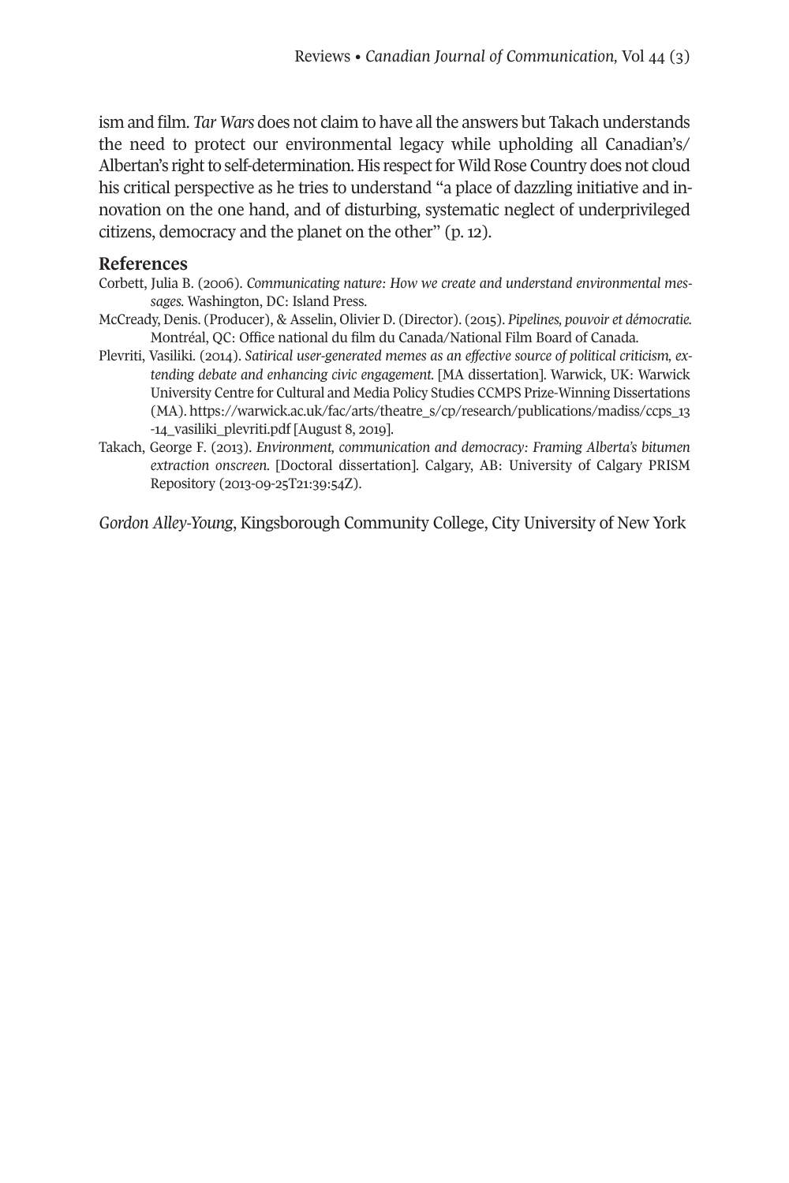ism and film. *Tar Wars* does not claim to have all the answers but Takach understands the need to protect our environmental legacy while upholding all Canadian's/Albertan's right to self-determination. His respect for Wild Rose Country does not cloud his critical perspective as he tries to understand "a place of dazzling initiative and innovation on the one hand, and of disturbing, systematic neglect of underprivileged citizens, democracy and the planet on the other" (p. 12).

## References

Corbett, Julia B. (2006). *Communicating nature: How we create and understand environmental messages.* Washington, DC: Island Press.

McCready, Denis. (Producer), & Asselin, Olivier D. (Director). (2015). *Pipelines, pouvoir et démocratie.* Montréal, QC: Office national du film du Canada/National Film Board of Canada.

Plevriti, Vasiliki. (2014). *Satirical user-generated memes as an effective source of political criticism, extending debate and enhancing civic engagement.* [MA dissertation]. Warwick, UK: Warwick University Centre for Cultural and Media Policy Studies CCMPS Prize-Winning Dissertations (MA). https://warwick.ac.uk/fac/arts/theatre_s/cp/research/publications/madiss/ccps_13-14_vasiliki_plevriti.pdf [August 8, 2019].

Takach, George F. (2013). *Environment, communication and democracy: Framing Alberta's bitumen extraction onscreen.* [Doctoral dissertation]. Calgary, AB: University of Calgary PRISM Repository (2013-09-25T21:39:54Z).

*Gordon Alley-Young*, Kingsborough Community College, City University of New York